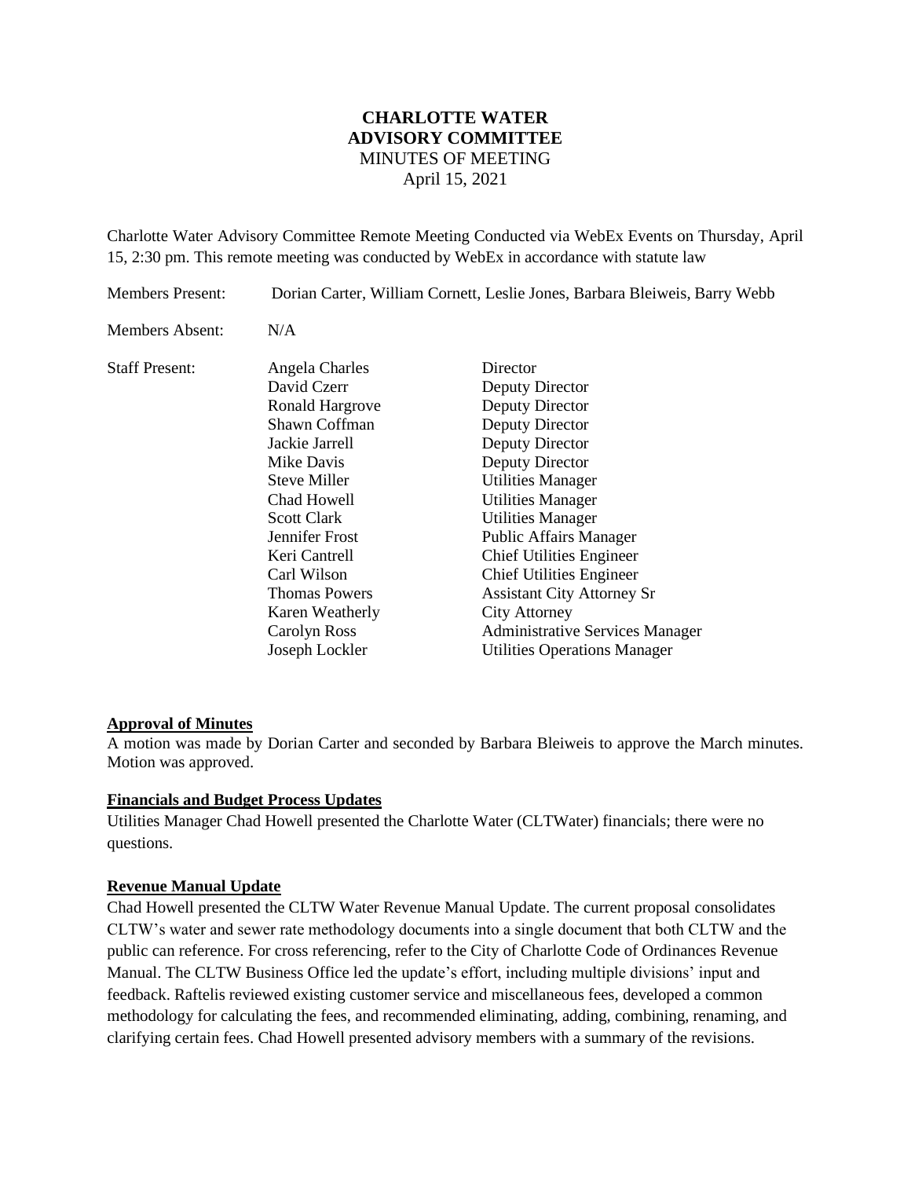# CHARLOTTE WATER ADVISORY COMMITTEE

MINUTES OF MEETING

April 15, 2021

Charlotte Water Advisory Committee Remote Meeting Conducted via WebEx Events on Thursday, April 15, 2:30 pm. This remote meeting was conducted by WebEx in accordance with statute law

Members Present: Dorian Carter, William Cornett, Leslie Jones, Barbara Bleiweis, Barry Webb

Members Absent: N/A

| Staff Present: | | |
|---|---|---|
| | Angela Charles | Director |
| | David Czerr | Deputy Director |
| | Ronald Hargrove | Deputy Director |
| | Shawn Coffman | Deputy Director |
| | Jackie Jarrell | Deputy Director |
| | Mike Davis | Deputy Director |
| | Steve Miller | Utilities Manager |
| | Chad Howell | Utilities Manager |
| | Scott Clark | Utilities Manager |
| | Jennifer Frost | Public Affairs Manager |
| | Keri Cantrell | Chief Utilities Engineer |
| | Carl Wilson | Chief Utilities Engineer |
| | Thomas Powers | Assistant City Attorney Sr |
| | Karen Weatherly | City Attorney |
| | Carolyn Ross | Administrative Services Manager |
| | Joseph Lockler | Utilities Operations Manager |

**Approval of Minutes**

A motion was made by Dorian Carter and seconded by Barbara Bleiweis to approve the March minutes. Motion was approved.

**Financials and Budget Process Updates**

Utilities Manager Chad Howell presented the Charlotte Water (CLTWater) financials; there were no questions.

**Revenue Manual Update**

Chad Howell presented the CLTW Water Revenue Manual Update. The current proposal consolidates CLTW's water and sewer rate methodology documents into a single document that both CLTW and the public can reference. For cross referencing, refer to the City of Charlotte Code of Ordinances Revenue Manual. The CLTW Business Office led the update's effort, including multiple divisions' input and feedback. Raftelis reviewed existing customer service and miscellaneous fees, developed a common methodology for calculating the fees, and recommended eliminating, adding, combining, renaming, and clarifying certain fees. Chad Howell presented advisory members with a summary of the revisions.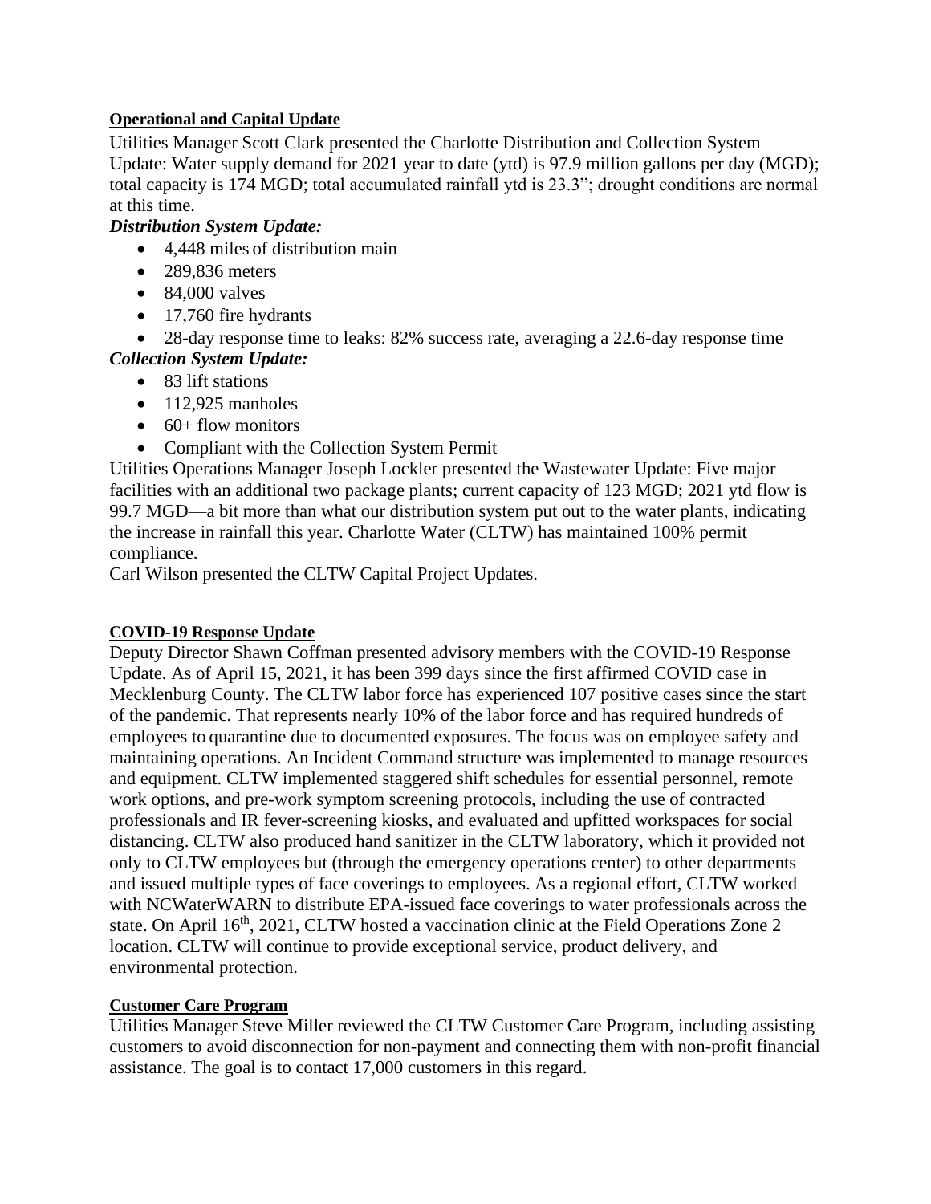**Operational and Capital Update**

Utilities Manager Scott Clark presented the Charlotte Distribution and Collection System Update: Water supply demand for 2021 year to date (ytd) is 97.9 million gallons per day (MGD); total capacity is 174 MGD; total accumulated rainfall ytd is 23.3"; drought conditions are normal at this time.

***Distribution System Update:***

- 4,448 miles of distribution main
- 289,836 meters
- 84,000 valves
- 17,760 fire hydrants
- 28-day response time to leaks: 82% success rate, averaging a 22.6-day response time

***Collection System Update:***

- 83 lift stations
- 112,925 manholes
- 60+ flow monitors
- Compliant with the Collection System Permit

Utilities Operations Manager Joseph Lockler presented the Wastewater Update: Five major facilities with an additional two package plants; current capacity of 123 MGD; 2021 ytd flow is 99.7 MGD—a bit more than what our distribution system put out to the water plants, indicating the increase in rainfall this year. Charlotte Water (CLTW) has maintained 100% permit compliance.

Carl Wilson presented the CLTW Capital Project Updates.

**COVID-19 Response Update**

Deputy Director Shawn Coffman presented advisory members with the COVID-19 Response Update. As of April 15, 2021, it has been 399 days since the first affirmed COVID case in Mecklenburg County. The CLTW labor force has experienced 107 positive cases since the start of the pandemic. That represents nearly 10% of the labor force and has required hundreds of employees to quarantine due to documented exposures. The focus was on employee safety and maintaining operations. An Incident Command structure was implemented to manage resources and equipment. CLTW implemented staggered shift schedules for essential personnel, remote work options, and pre-work symptom screening protocols, including the use of contracted professionals and IR fever-screening kiosks, and evaluated and upfitted workspaces for social distancing. CLTW also produced hand sanitizer in the CLTW laboratory, which it provided not only to CLTW employees but (through the emergency operations center) to other departments and issued multiple types of face coverings to employees. As a regional effort, CLTW worked with NCWaterWARN to distribute EPA-issued face coverings to water professionals across the state. On April 16th, 2021, CLTW hosted a vaccination clinic at the Field Operations Zone 2 location. CLTW will continue to provide exceptional service, product delivery, and environmental protection.

**Customer Care Program**

Utilities Manager Steve Miller reviewed the CLTW Customer Care Program, including assisting customers to avoid disconnection for non-payment and connecting them with non-profit financial assistance. The goal is to contact 17,000 customers in this regard.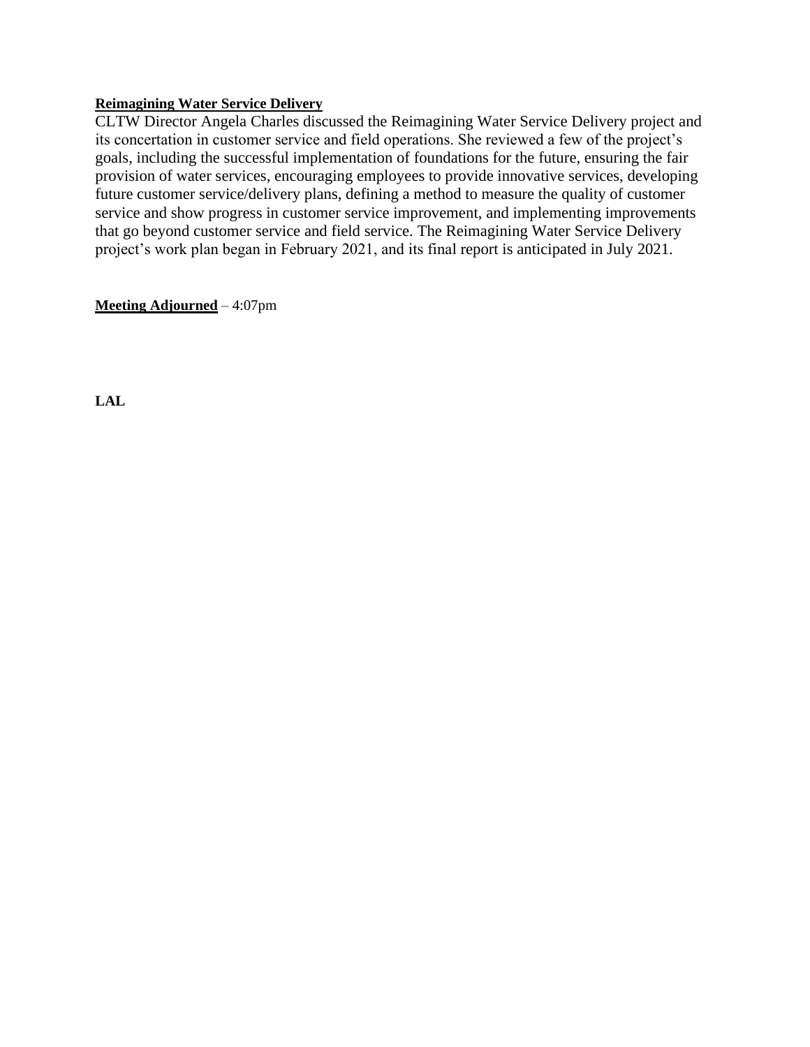**Reimagining Water Service Delivery**

CLTW Director Angela Charles discussed the Reimagining Water Service Delivery project and its concertation in customer service and field operations. She reviewed a few of the project's goals, including the successful implementation of foundations for the future, ensuring the fair provision of water services, encouraging employees to provide innovative services, developing future customer service/delivery plans, defining a method to measure the quality of customer service and show progress in customer service improvement, and implementing improvements that go beyond customer service and field service. The Reimagining Water Service Delivery project's work plan began in February 2021, and its final report is anticipated in July 2021.

**Meeting Adjourned** – 4:07pm

**LAL**